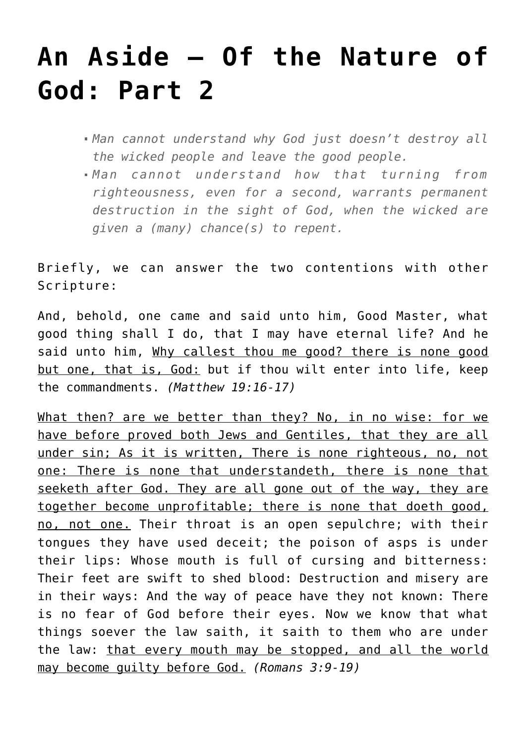# An Aside – Of the Nature of God: Part 2

- *Man cannot understand why God just doesn't destroy all the wicked people and leave the good people.*
- *Man cannot understand how that turning from righteousness, even for a second, warrants permanent destruction in the sight of God, when the wicked are given a (many) chance(s) to repent.*

Briefly, we can answer the two contentions with other Scripture:

And, behold, one came and said unto him, Good Master, what good thing shall I do, that I may have eternal life? And he said unto him, <u>Why callest thou me good? there is none good but one, that is, God:</u> but if thou wilt enter into life, keep the commandments. *(Matthew 19:16-17)*

<u>What then? are we better than they? No, in no wise: for we have before proved both Jews and Gentiles, that they are all under sin; As it is written, There is none righteous, no, not one: There is none that understandeth, there is none that seeketh after God. They are all gone out of the way, they are together become unprofitable; there is none that doeth good, no, not one.</u> Their throat is an open sepulchre; with their tongues they have used deceit; the poison of asps is under their lips: Whose mouth is full of cursing and bitterness: Their feet are swift to shed blood: Destruction and misery are in their ways: And the way of peace have they not known: There is no fear of God before their eyes. Now we know that what things soever the law saith, it saith to them who are under the law: <u>that every mouth may be stopped, and all the world may become guilty before God.</u> *(Romans 3:9-19)*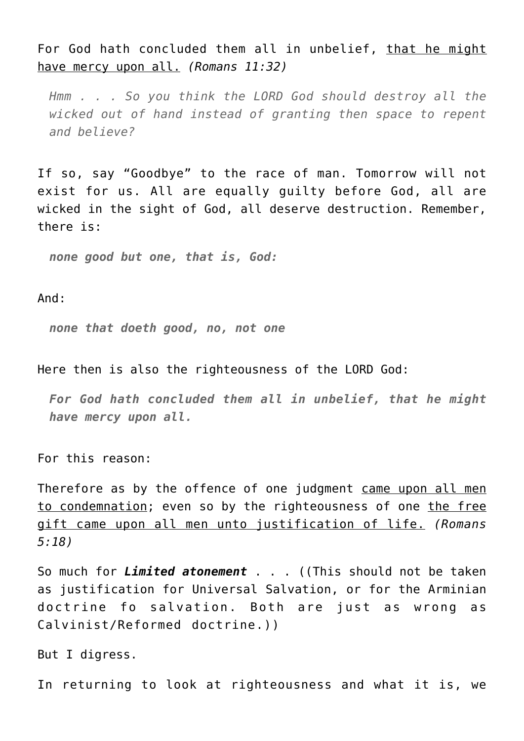For God hath concluded them all in unbelief, <u>that he might have mercy upon all.</u> *(Romans 11:32)*

> *Hmm . . . So you think the LORD God should destroy all the wicked out of hand instead of granting then space to repent and believe?*

If so, say "Goodbye" to the race of man. Tomorrow will not exist for us. All are equally guilty before God, all are wicked in the sight of God, all deserve destruction. Remember, there is:

> ***none good but one, that is, God:***

And:

> ***none that doeth good, no, not one***

Here then is also the righteousness of the LORD God:

> ***For God hath concluded them all in unbelief, that he might have mercy upon all.***

For this reason:

Therefore as by the offence of one judgment <u>came upon all men to condemnation</u>; even so by the righteousness of one <u>the free gift came upon all men unto justification of life.</u> *(Romans 5:18)*

So much for ***Limited atonement*** . . . ((This should not be taken as justification for Universal Salvation, or for the Arminian doctrine fo salvation. Both are just as wrong as Calvinist/Reformed doctrine.))

But I digress.

In returning to look at righteousness and what it is, we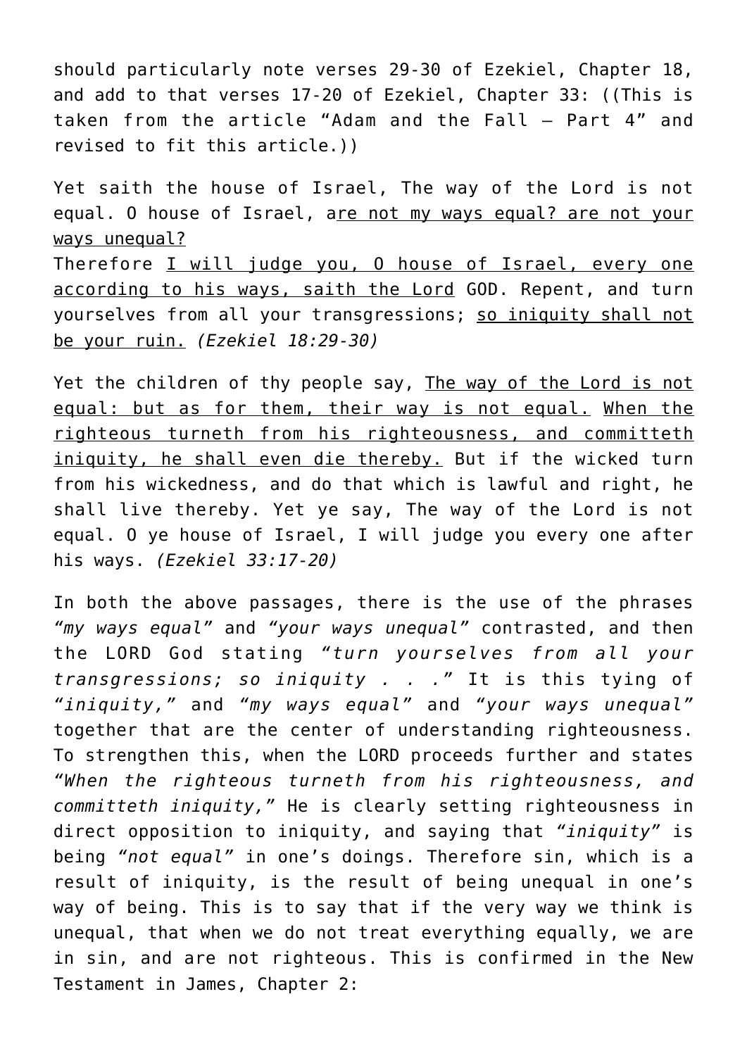should particularly note verses 29-30 of Ezekiel, Chapter 18, and add to that verses 17-20 of Ezekiel, Chapter 33: ((This is taken from the article "Adam and the Fall – Part 4" and revised to fit this article.))

Yet saith the house of Israel, The way of the Lord is not equal. O house of Israel, a<u>re not my ways equal? are not your ways unequal?</u>
Therefore <u>I will judge you, O house of Israel, every one according to his ways, saith the Lord</u> GOD. Repent, and turn yourselves from all your transgressions; <u>so iniquity shall not be your ruin.</u> *(Ezekiel 18:29-30)*

Yet the children of thy people say, <u>The way of the Lord is not equal: but as for them, their way is not equal.</u> <u>When the righteous turneth from his righteousness, and committeth iniquity, he shall even die thereby.</u> But if the wicked turn from his wickedness, and do that which is lawful and right, he shall live thereby. Yet ye say, The way of the Lord is not equal. O ye house of Israel, I will judge you every one after his ways. *(Ezekiel 33:17-20)*

In both the above passages, there is the use of the phrases *"my ways equal"* and *"your ways unequal"* contrasted, and then the LORD God stating *"turn yourselves from all your transgressions; so iniquity . . ."* It is this tying of *"iniquity,"* and *"my ways equal"* and *"your ways unequal"* together that are the center of understanding righteousness. To strengthen this, when the LORD proceeds further and states *"When the righteous turneth from his righteousness, and committeth iniquity,"* He is clearly setting righteousness in direct opposition to iniquity, and saying that *"iniquity"* is being *"not equal"* in one's doings. Therefore sin, which is a result of iniquity, is the result of being unequal in one's way of being. This is to say that if the very way we think is unequal, that when we do not treat everything equally, we are in sin, and are not righteous. This is confirmed in the New Testament in James, Chapter 2: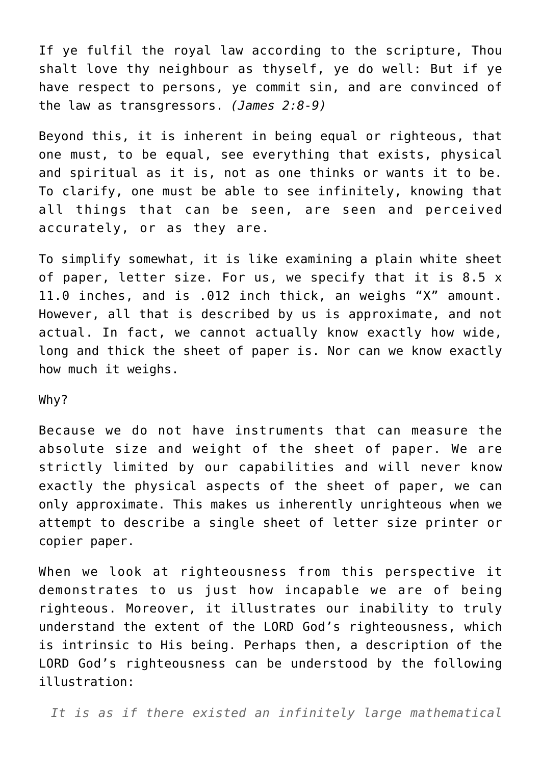If ye fulfil the royal law according to the scripture, Thou shalt love thy neighbour as thyself, ye do well: But if ye have respect to persons, ye commit sin, and are convinced of the law as transgressors. *(James 2:8-9)*

Beyond this, it is inherent in being equal or righteous, that one must, to be equal, see everything that exists, physical and spiritual as it is, not as one thinks or wants it to be. To clarify, one must be able to see infinitely, knowing that all things that can be seen, are seen and perceived accurately, or as they are.

To simplify somewhat, it is like examining a plain white sheet of paper, letter size. For us, we specify that it is 8.5 x 11.0 inches, and is .012 inch thick, an weighs "X" amount. However, all that is described by us is approximate, and not actual. In fact, we cannot actually know exactly how wide, long and thick the sheet of paper is. Nor can we know exactly how much it weighs.

Why?

Because we do not have instruments that can measure the absolute size and weight of the sheet of paper. We are strictly limited by our capabilities and will never know exactly the physical aspects of the sheet of paper, we can only approximate. This makes us inherently unrighteous when we attempt to describe a single sheet of letter size printer or copier paper.

When we look at righteousness from this perspective it demonstrates to us just how incapable we are of being righteous. Moreover, it illustrates our inability to truly understand the extent of the LORD God's righteousness, which is intrinsic to His being. Perhaps then, a description of the LORD God's righteousness can be understood by the following illustration:

> *It is as if there existed an infinitely large mathematical*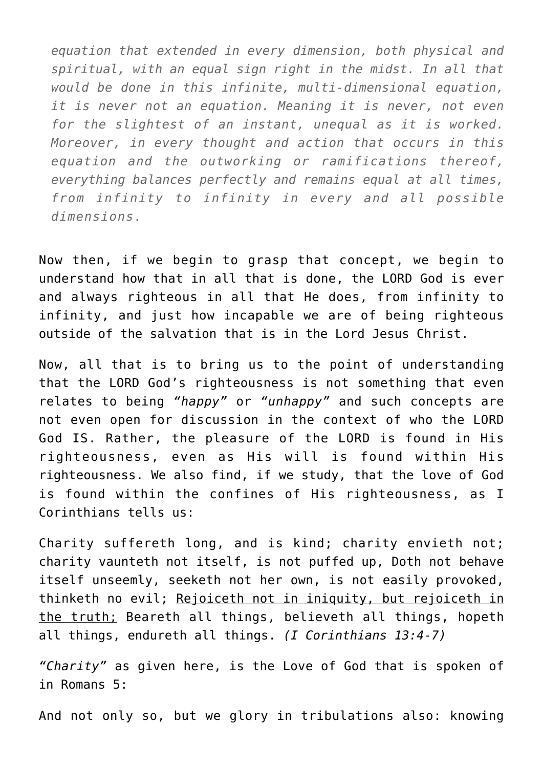> *equation that extended in every dimension, both physical and spiritual, with an equal sign right in the midst. In all that would be done in this infinite, multi-dimensional equation, it is never not an equation. Meaning it is never, not even for the slightest of an instant, unequal as it is worked. Moreover, in every thought and action that occurs in this equation and the outworking or ramifications thereof, everything balances perfectly and remains equal at all times, from infinity to infinity in every and all possible dimensions.*

Now then, if we begin to grasp that concept, we begin to understand how that in all that is done, the LORD God is ever and always righteous in all that He does, from infinity to infinity, and just how incapable we are of being righteous outside of the salvation that is in the Lord Jesus Christ.

Now, all that is to bring us to the point of understanding that the LORD God's righteousness is not something that even relates to being *"happy"* or *"unhappy"* and such concepts are not even open for discussion in the context of who the LORD God IS. Rather, the pleasure of the LORD is found in His righteousness, even as His will is found within His righteousness. We also find, if we study, that the love of God is found within the confines of His righteousness, as I Corinthians tells us:

Charity suffereth long, and is kind; charity envieth not; charity vaunteth not itself, is not puffed up, Doth not behave itself unseemly, seeketh not her own, is not easily provoked, thinketh no evil; <u>Rejoiceth not in iniquity, but rejoiceth in the truth;</u> Beareth all things, believeth all things, hopeth all things, endureth all things. *(I Corinthians 13:4-7)*

*"Charity"* as given here, is the Love of God that is spoken of in Romans 5:

And not only so, but we glory in tribulations also: knowing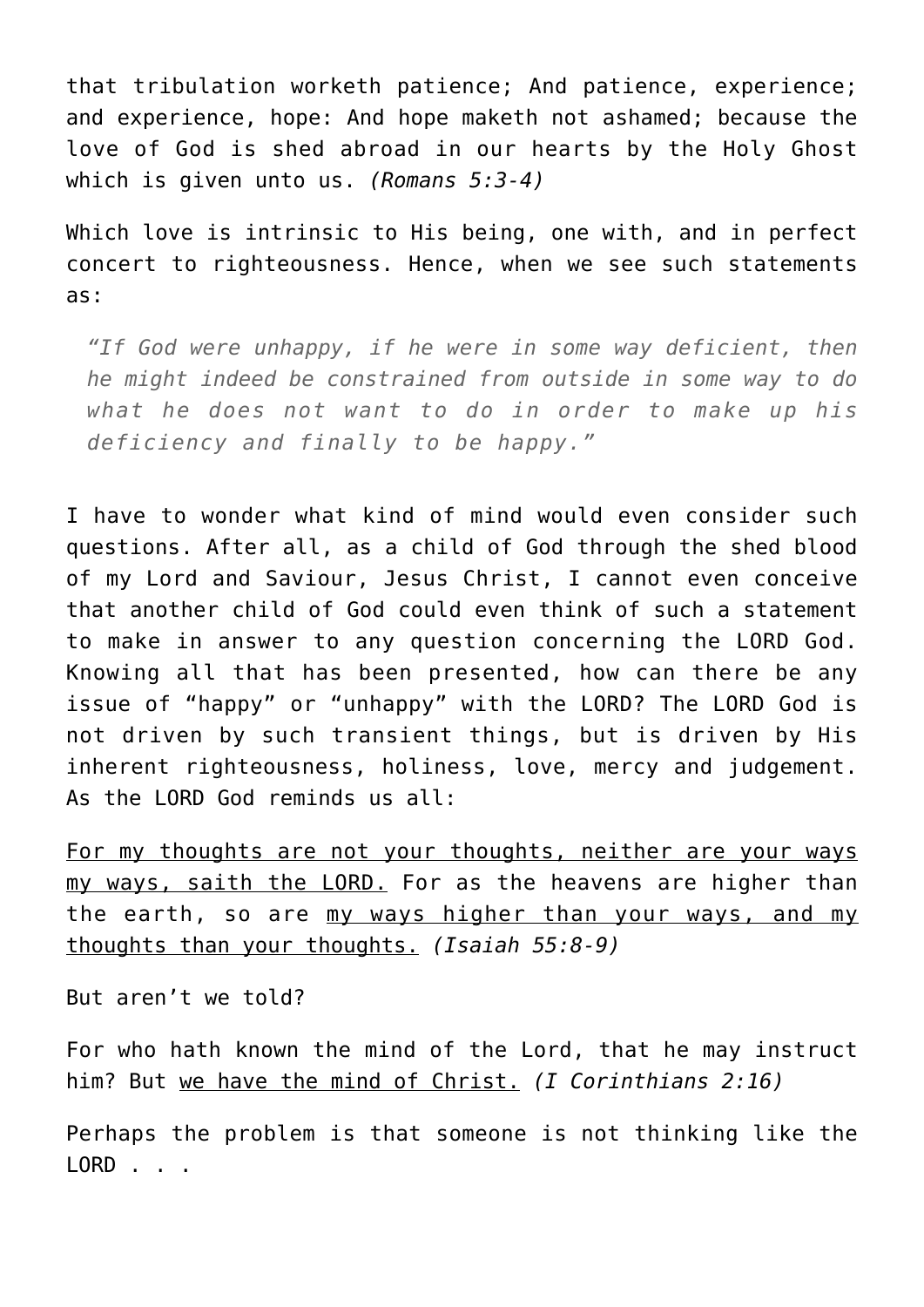that tribulation worketh patience; And patience, experience; and experience, hope: And hope maketh not ashamed; because the love of God is shed abroad in our hearts by the Holy Ghost which is given unto us. *(Romans 5:3-4)*

Which love is intrinsic to His being, one with, and in perfect concert to righteousness. Hence, when we see such statements as:

> *"If God were unhappy, if he were in some way deficient, then he might indeed be constrained from outside in some way to do what he does not want to do in order to make up his deficiency and finally to be happy."*

I have to wonder what kind of mind would even consider such questions. After all, as a child of God through the shed blood of my Lord and Saviour, Jesus Christ, I cannot even conceive that another child of God could even think of such a statement to make in answer to any question concerning the LORD God. Knowing all that has been presented, how can there be any issue of "happy" or "unhappy" with the LORD? The LORD God is not driven by such transient things, but is driven by His inherent righteousness, holiness, love, mercy and judgement. As the LORD God reminds us all:

<u>For my thoughts are not your thoughts, neither are your ways my ways, saith the LORD.</u> For as the heavens are higher than the earth, so are <u>my ways higher than your ways, and my thoughts than your thoughts.</u> *(Isaiah 55:8-9)*

But aren't we told?

For who hath known the mind of the Lord, that he may instruct him? But <u>we have the mind of Christ.</u> *(I Corinthians 2:16)*

Perhaps the problem is that someone is not thinking like the LORD . . .